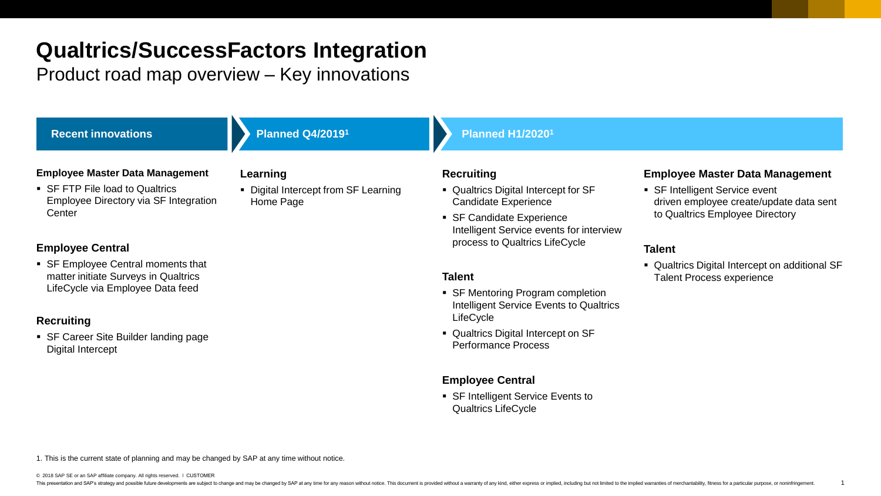# Qualtrics/SuccessFactors Integration

Product road map overview – Key innovations

## Recent innovations

**Employee Master Data Management**

- SF FTP File load to Qualtrics Employee Directory via SF Integration Center

**Employee Central**

- SF Employee Central moments that matter initiate Surveys in Qualtrics LifeCycle via Employee Data feed

**Recruiting**

- SF Career Site Builder landing page Digital Intercept

## Planned Q4/2019[1]

**Learning**

- Digital Intercept from SF Learning Home Page

## Planned H1/2020[1]

**Recruiting**

- Qualtrics Digital Intercept for SF Candidate Experience
- SF Candidate Experience Intelligent Service events for interview process to Qualtrics LifeCycle

**Talent**

- SF Mentoring Program completion Intelligent Service Events to Qualtrics LifeCycle
- Qualtrics Digital Intercept on SF Performance Process

**Employee Central**

- SF Intelligent Service Events to Qualtrics LifeCycle

**Employee Master Data Management**

- SF Intelligent Service event driven employee create/update data sent to Qualtrics Employee Directory

**Talent**

- Qualtrics Digital Intercept on additional SF Talent Process experience

1. This is the current state of planning and may be changed by SAP at any time without notice.

© 2018 SAP SE or an SAP affiliate company. All rights reserved. ǀ CUSTOMER

This presentation and SAP's strategy and possible future developments are subject to change and may be changed by SAP at any time for any reason without notice. This document is provided without a warranty of any kind, either express or implied, including but not limited to the implied warranties of merchantability, fitness for a particular purpose, or noninfringement.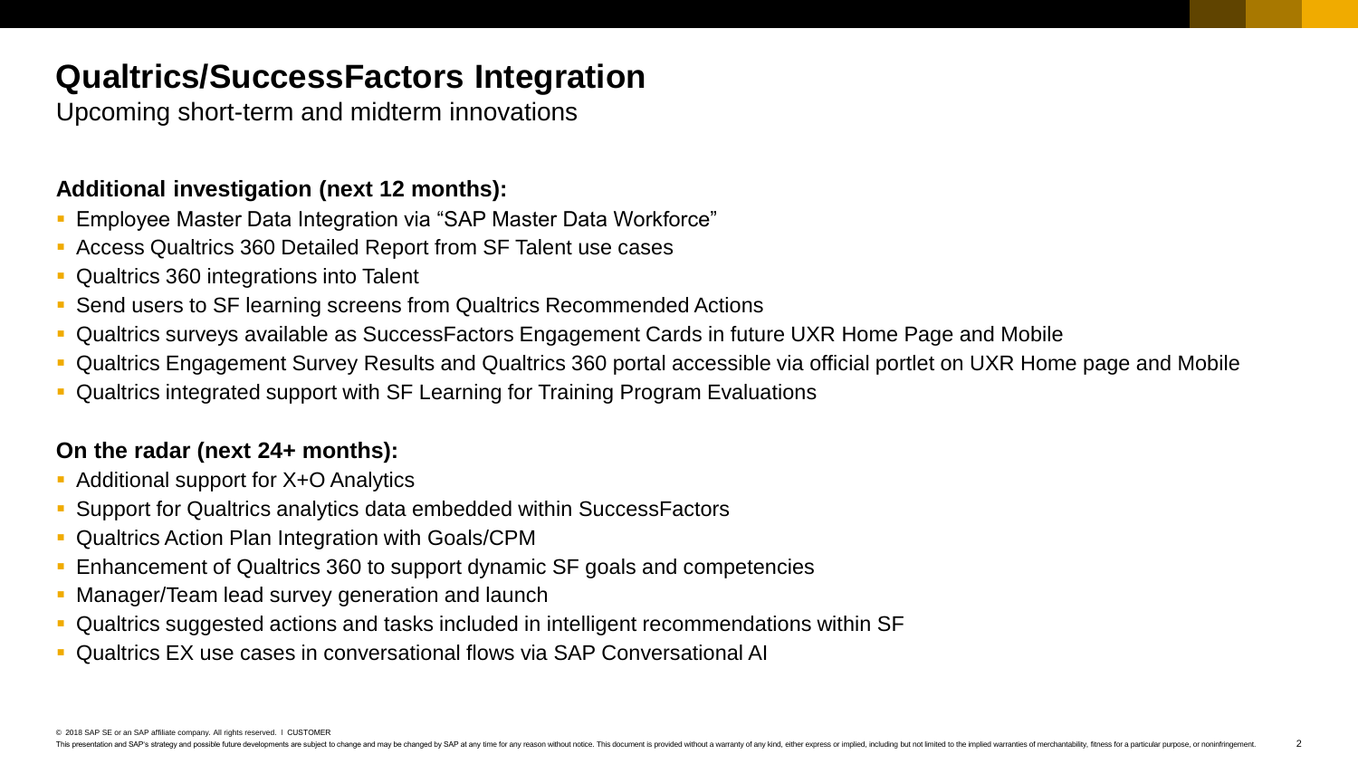# Qualtrics/SuccessFactors Integration

Upcoming short-term and midterm innovations

**Additional investigation (next 12 months):**

- Employee Master Data Integration via “SAP Master Data Workforce”
- Access Qualtrics 360 Detailed Report from SF Talent use cases
- Qualtrics 360 integrations into Talent
- Send users to SF learning screens from Qualtrics Recommended Actions
- Qualtrics surveys available as SuccessFactors Engagement Cards in future UXR Home Page and Mobile
- Qualtrics Engagement Survey Results and Qualtrics 360 portal accessible via official portlet on UXR Home page and Mobile
- Qualtrics integrated support with SF Learning for Training Program Evaluations

**On the radar (next 24+ months):**

- Additional support for X+O Analytics
- Support for Qualtrics analytics data embedded within SuccessFactors
- Qualtrics Action Plan Integration with Goals/CPM
- Enhancement of Qualtrics 360 to support dynamic SF goals and competencies
- Manager/Team lead survey generation and launch
- Qualtrics suggested actions and tasks included in intelligent recommendations within SF
- Qualtrics EX use cases in conversational flows via SAP Conversational AI

© 2018 SAP SE or an SAP affiliate company. All rights reserved. ǀ CUSTOMER

This presentation and SAP's strategy and possible future developments are subject to change and may be changed by SAP at any time for any reason without notice. This document is provided without a warranty of any kind, either express or implied, including but not limited to the implied warranties of merchantability, fitness for a particular purpose, or noninfringement.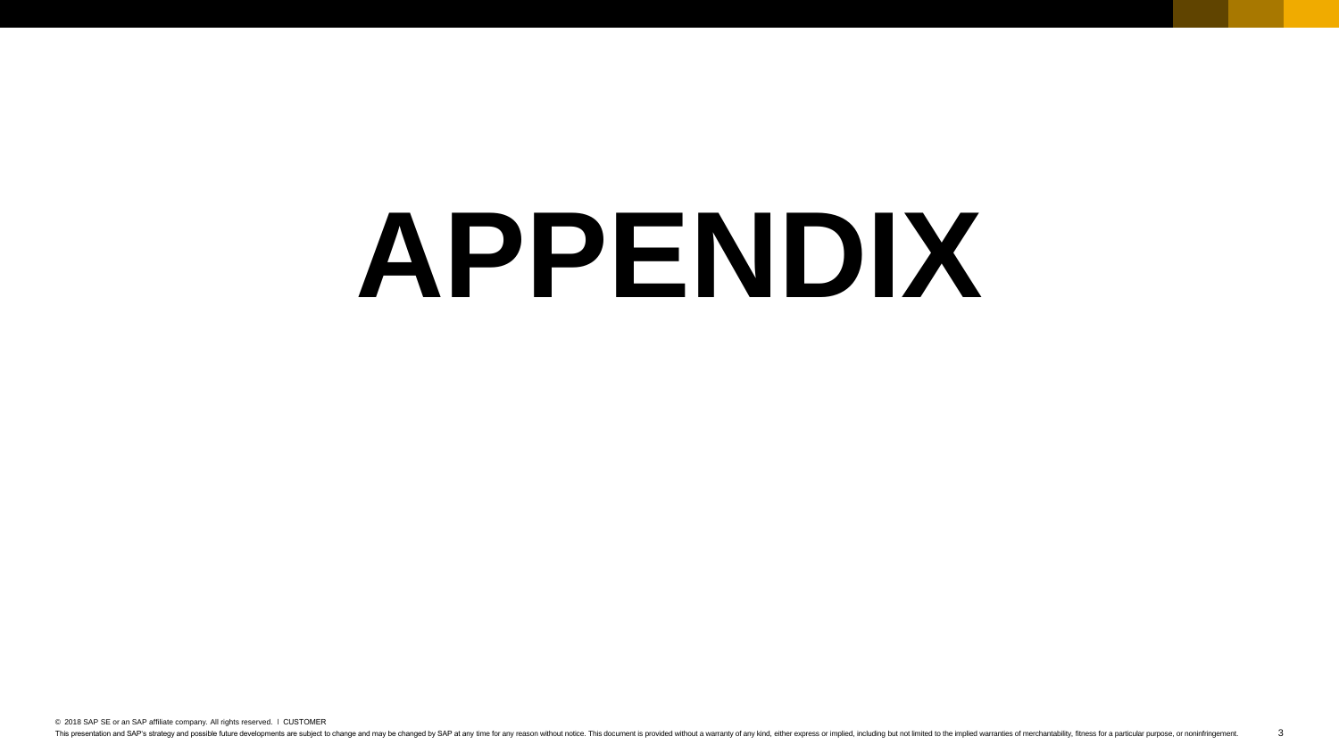# APPENDIX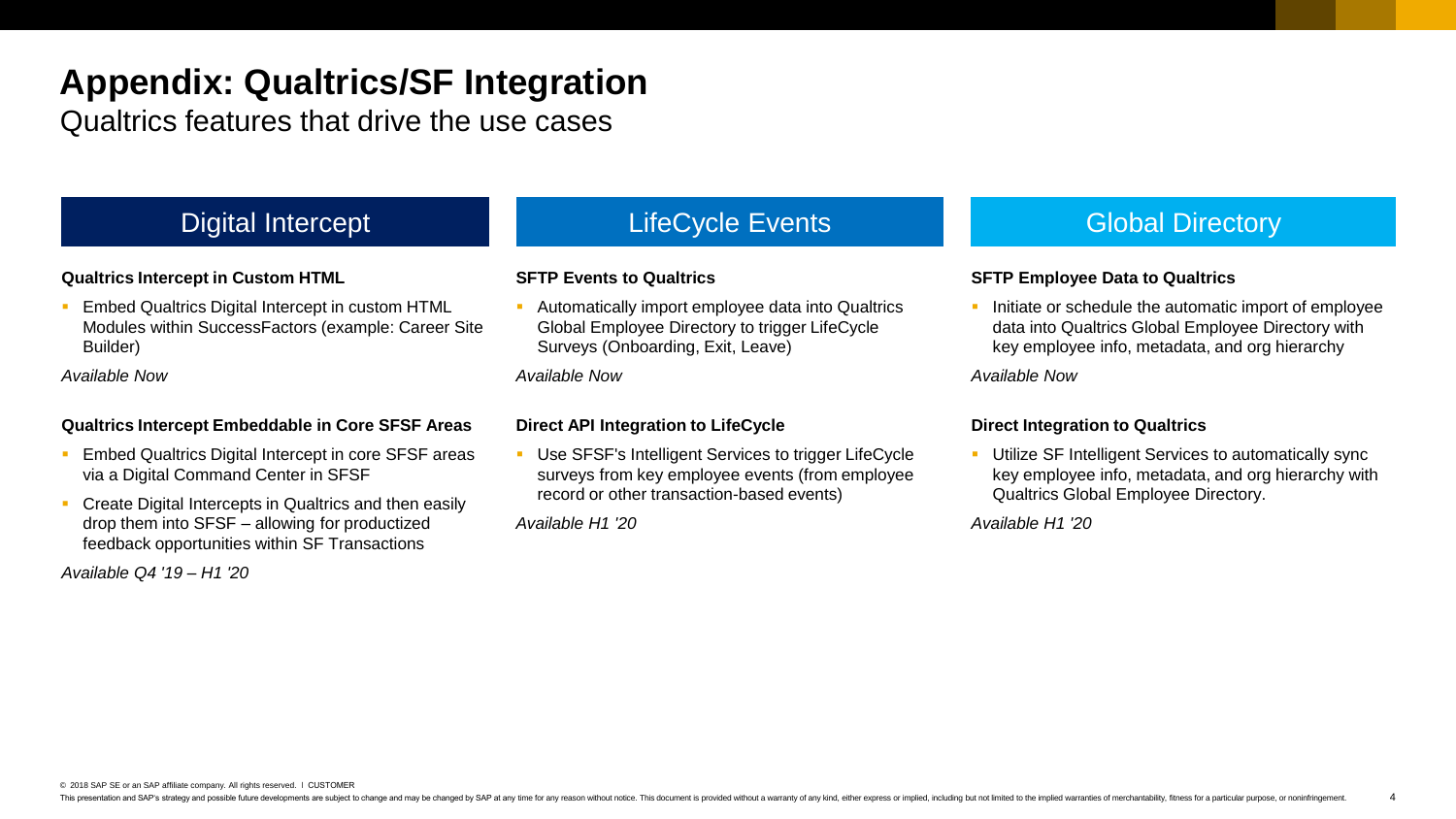# Appendix: Qualtrics/SF Integration

Qualtrics features that drive the use cases

## Digital Intercept

**Qualtrics Intercept in Custom HTML**

- Embed Qualtrics Digital Intercept in custom HTML Modules within SuccessFactors (example: Career Site Builder)

*Available Now*

**Qualtrics Intercept Embeddable in Core SFSF Areas**

- Embed Qualtrics Digital Intercept in core SFSF areas via a Digital Command Center in SFSF
- Create Digital Intercepts in Qualtrics and then easily drop them into SFSF – allowing for productized feedback opportunities within SF Transactions

*Available Q4 '19 – H1 '20*

## LifeCycle Events

**SFTP Events to Qualtrics**

- Automatically import employee data into Qualtrics Global Employee Directory to trigger LifeCycle Surveys (Onboarding, Exit, Leave)

*Available Now*

**Direct API Integration to LifeCycle**

- Use SFSF's Intelligent Services to trigger LifeCycle surveys from key employee events (from employee record or other transaction-based events)

*Available H1 '20*

## Global Directory

**SFTP Employee Data to Qualtrics**

- Initiate or schedule the automatic import of employee data into Qualtrics Global Employee Directory with key employee info, metadata, and org hierarchy

*Available Now*

**Direct Integration to Qualtrics**

- Utilize SF Intelligent Services to automatically sync key employee info, metadata, and org hierarchy with Qualtrics Global Employee Directory.

*Available H1 '20*

© 2018 SAP SE or an SAP affiliate company. All rights reserved. ǀ CUSTOMER

This presentation and SAP's strategy and possible future developments are subject to change and may be changed by SAP at any time for any reason without notice. This document is provided without a warranty of any kind, either express or implied, including but not limited to the implied warranties of merchantability, fitness for a particular purpose, or noninfringement.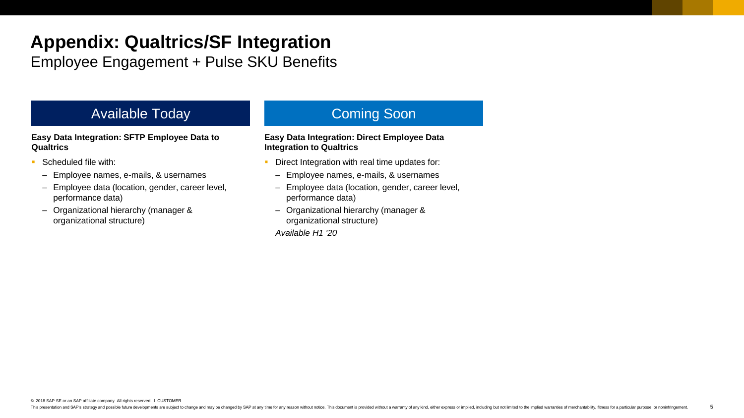# Appendix: Qualtrics/SF Integration

Employee Engagement + Pulse SKU Benefits

## Available Today

**Easy Data Integration: SFTP Employee Data to Qualtrics**

- Scheduled file with:
  - Employee names, e-mails, & usernames
  - Employee data (location, gender, career level, performance data)
  - Organizational hierarchy (manager & organizational structure)

## Coming Soon

**Easy Data Integration: Direct Employee Data Integration to Qualtrics**

- Direct Integration with real time updates for:
  - Employee names, e-mails, & usernames
  - Employee data (location, gender, career level, performance data)
  - Organizational hierarchy (manager & organizational structure)

  *Available H1 '20*

© 2018 SAP SE or an SAP affiliate company. All rights reserved. ǀ CUSTOMER

This presentation and SAP's strategy and possible future developments are subject to change and may be changed by SAP at any time for any reason without notice. This document is provided without a warranty of any kind, either express or implied, including but not limited to the implied warranties of merchantability, fitness for a particular purpose, or noninfringement.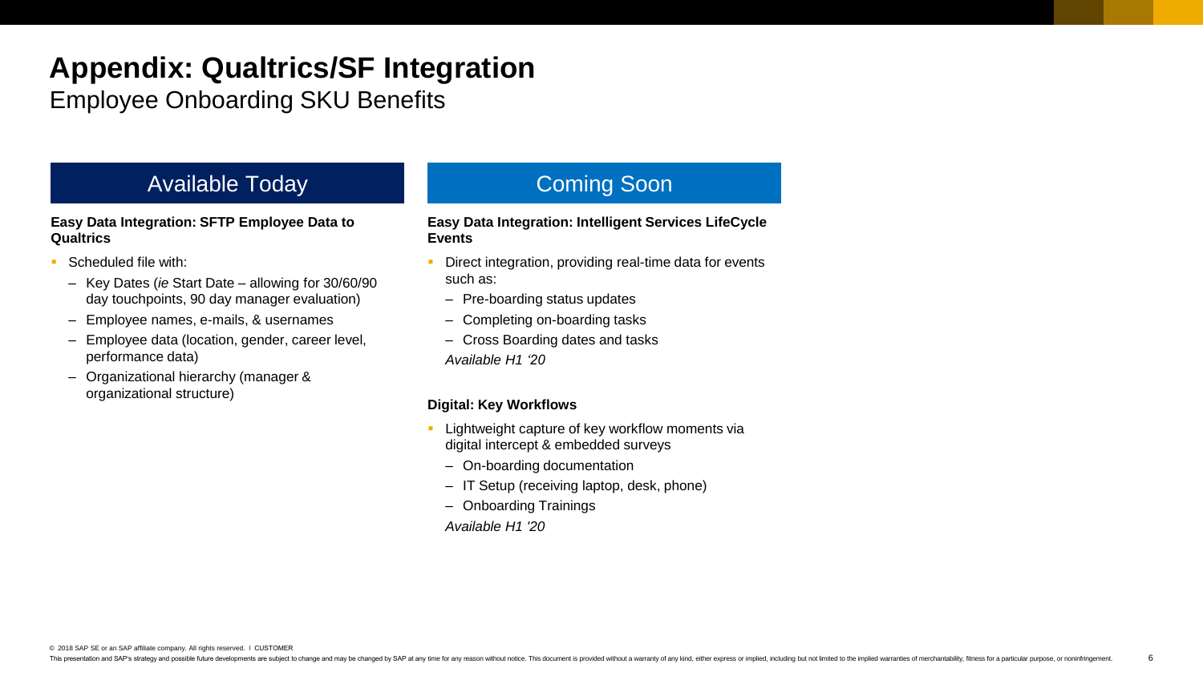# Appendix: Qualtrics/SF Integration

Employee Onboarding SKU Benefits

## Available Today

**Easy Data Integration: SFTP Employee Data to Qualtrics**

- Scheduled file with:
  - Key Dates (*ie* Start Date – allowing for 30/60/90 day touchpoints, 90 day manager evaluation)
  - Employee names, e-mails, & usernames
  - Employee data (location, gender, career level, performance data)
  - Organizational hierarchy (manager & organizational structure)

## Coming Soon

**Easy Data Integration: Intelligent Services LifeCycle Events**

- Direct integration, providing real-time data for events such as:
  - Pre-boarding status updates
  - Completing on-boarding tasks
  - Cross Boarding dates and tasks

  *Available H1 '20*

**Digital: Key Workflows**

- Lightweight capture of key workflow moments via digital intercept & embedded surveys
  - On-boarding documentation
  - IT Setup (receiving laptop, desk, phone)
  - Onboarding Trainings

  *Available H1 '20*

© 2018 SAP SE or an SAP affiliate company. All rights reserved. ǀ CUSTOMER

This presentation and SAP's strategy and possible future developments are subject to change and may be changed by SAP at any time for any reason without notice. This document is provided without a warranty of any kind, either express or implied, including but not limited to the implied warranties of merchantability, fitness for a particular purpose, or noninfringement.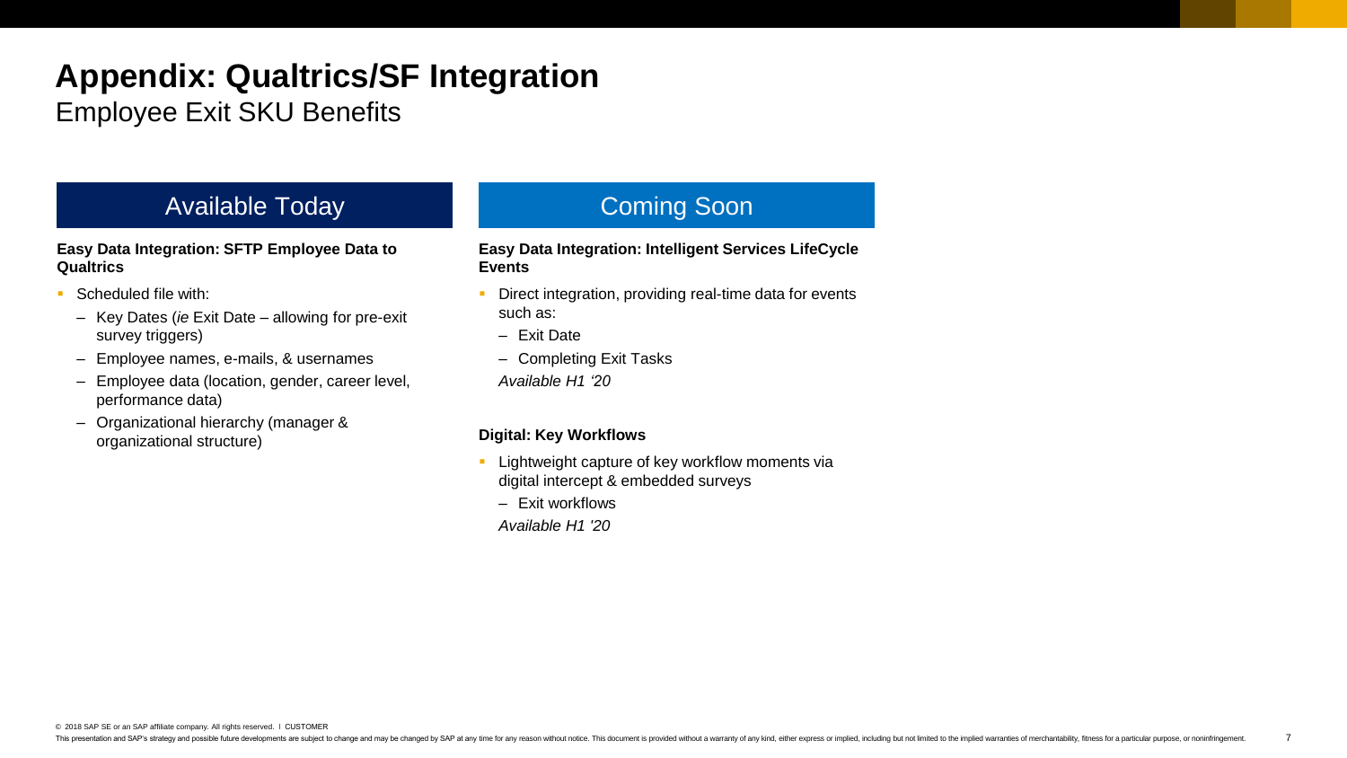# Appendix: Qualtrics/SF Integration

Employee Exit SKU Benefits

## Available Today

**Easy Data Integration: SFTP Employee Data to Qualtrics**

- Scheduled file with:
  - Key Dates (*ie* Exit Date – allowing for pre-exit survey triggers)
  - Employee names, e-mails, & usernames
  - Employee data (location, gender, career level, performance data)
  - Organizational hierarchy (manager & organizational structure)

## Coming Soon

**Easy Data Integration: Intelligent Services LifeCycle Events**

- Direct integration, providing real-time data for events such as:
  - Exit Date
  - Completing Exit Tasks

  *Available H1 '20*

**Digital: Key Workflows**

- Lightweight capture of key workflow moments via digital intercept & embedded surveys
  - Exit workflows

  *Available H1 '20*

© 2018 SAP SE or an SAP affiliate company. All rights reserved. I CUSTOMER

This presentation and SAP's strategy and possible future developments are subject to change and may be changed by SAP at any time for any reason without notice. This document is provided without a warranty of any kind, either express or implied, including but not limited to the implied warranties of merchantability, fitness for a particular purpose, or noninfringement.